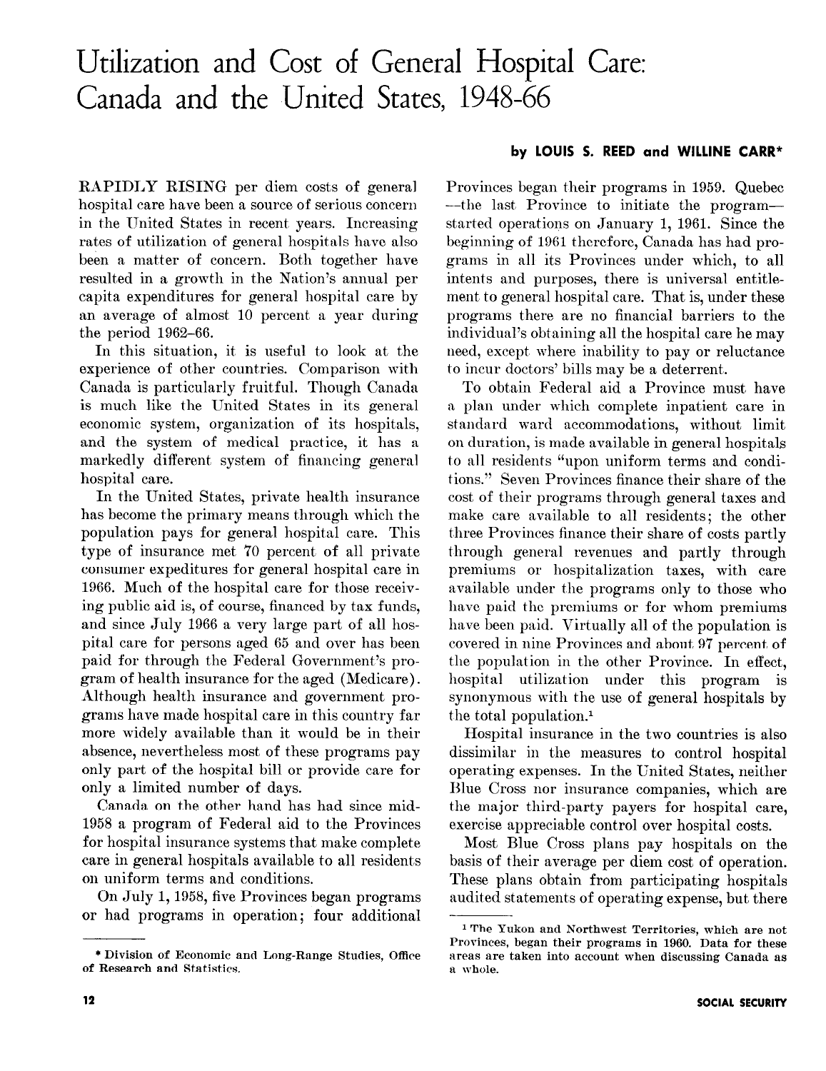# Utilization and Cost of General Hospital Care: Canada and the United States, 1948-66

**by LOUIS S. REED and WILLINE CARR***

RAPIDLY RISING per diem costs of general hospital care have been a source of serious concern in the United States in recent years. Increasing rates of utilization of general hospitals have also been a matter of concern. Both together have resulted in a growth in the Nation's annual per capita expenditures for general hospital care by an average of almost 10 percent a year during the period 1962–66.

In this situation, it is useful to look at the experience of other countries. Comparison with Canada is particularly fruitful. Though Canada is much like the United States in its general economic system, organization of its hospitals, and the system of medical practice, it has a markedly different system of financing general hospital care.

In the United States, private health insurance has become the primary means through which the population pays for general hospital care. This type of insurance met 70 percent of all private consumer expeditures for general hospital care in 1966. Much of the hospital care for those receiving public aid is, of course, financed by tax funds, and since July 1966 a very large part of all hospital care for persons aged 65 and over has been paid for through the Federal Government's program of health insurance for the aged (Medicare). Although health insurance and government programs have made hospital care in this country far more widely available than it would be in their absence, nevertheless most of these programs pay only part of the hospital bill or provide care for only a limited number of days.

Canada on the other hand has had since mid-1958 a program of Federal aid to the Provinces for hospital insurance systems that make complete care in general hospitals available to all residents on uniform terms and conditions.

On July 1, 1958, five Provinces began programs or had programs in operation; four additional Provinces began their programs in 1959. Quebec—the last Province to initiate the program—started operations on January 1, 1961. Since the beginning of 1961 therefore, Canada has had programs in all its Provinces under which, to all intents and purposes, there is universal entitlement to general hospital care. That is, under these programs there are no financial barriers to the individual's obtaining all the hospital care he may need, except where inability to pay or reluctance to incur doctors' bills may be a deterrent.

To obtain Federal aid a Province must have a plan under which complete inpatient care in standard ward accommodations, without limit on duration, is made available in general hospitals to all residents "upon uniform terms and conditions." Seven Provinces finance their share of the cost of their programs through general taxes and make care available to all residents; the other three Provinces finance their share of costs partly through general revenues and partly through premiums or hospitalization taxes, with care available under the programs only to those who have paid the premiums or for whom premiums have been paid. Virtually all of the population is covered in nine Provinces and about 97 percent of the population in the other Province. In effect, hospital utilization under this program is synonymous with the use of general hospitals by the total population.[1]

Hospital insurance in the two countries is also dissimilar in the measures to control hospital operating expenses. In the United States, neither Blue Cross nor insurance companies, which are the major third-party payers for hospital care, exercise appreciable control over hospital costs.

Most Blue Cross plans pay hospitals on the basis of their average per diem cost of operation. These plans obtain from participating hospitals audited statements of operating expense, but there

---

* Division of Economic and Long-Range Studies, Office of Research and Statistics.

[1] The Yukon and Northwest Territories, which are not Provinces, began their programs in 1960. Data for these areas are taken into account when discussing Canada as a whole.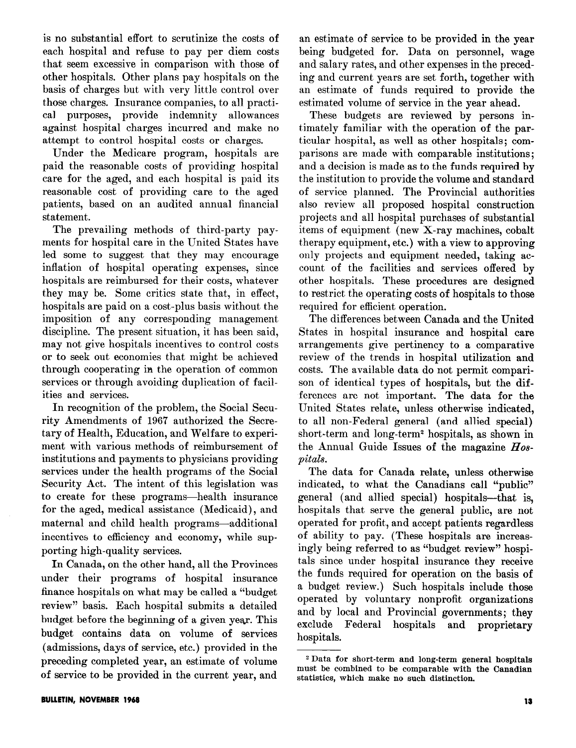is no substantial effort to scrutinize the costs of each hospital and refuse to pay per diem costs that seem excessive in comparison with those of other hospitals. Other plans pay hospitals on the basis of charges but with very little control over those charges. Insurance companies, to all practical purposes, provide indemnity allowances against hospital charges incurred and make no attempt to control hospital costs or charges.

Under the Medicare program, hospitals are paid the reasonable costs of providing hospital care for the aged, and each hospital is paid its reasonable cost of providing care to the aged patients, based on an audited annual financial statement.

The prevailing methods of third-party payments for hospital care in the United States have led some to suggest that they may encourage inflation of hospital operating expenses, since hospitals are reimbursed for their costs, whatever they may be. Some critics state that, in effect, hospitals are paid on a cost-plus basis without the imposition of any corresponding management discipline. The present situation, it has been said, may not give hospitals incentives to control costs or to seek out economies that might be achieved through cooperating in the operation of common services or through avoiding duplication of facilities and services.

In recognition of the problem, the Social Security Amendments of 1967 authorized the Secretary of Health, Education, and Welfare to experiment with various methods of reimbursement of institutions and payments to physicians providing services under the health programs of the Social Security Act. The intent of this legislation was to create for these programs—health insurance for the aged, medical assistance (Medicaid), and maternal and child health programs—additional incentives to efficiency and economy, while supporting high-quality services.

In Canada, on the other hand, all the Provinces under their programs of hospital insurance finance hospitals on what may be called a "budget review" basis. Each hospital submits a detailed budget before the beginning of a given year. This budget contains data on volume of services (admissions, days of service, etc.) provided in the preceding completed year, an estimate of volume of service to be provided in the current year, and an estimate of service to be provided in the year being budgeted for. Data on personnel, wage and salary rates, and other expenses in the preceding and current years are set forth, together with an estimate of funds required to provide the estimated volume of service in the year ahead.

These budgets are reviewed by persons intimately familiar with the operation of the particular hospital, as well as other hospitals; comparisons are made with comparable institutions; and a decision is made as to the funds required by the institution to provide the volume and standard of service planned. The Provincial authorities also review all proposed hospital construction projects and all hospital purchases of substantial items of equipment (new X-ray machines, cobalt therapy equipment, etc.) with a view to approving only projects and equipment needed, taking account of the facilities and services offered by other hospitals. These procedures are designed to restrict the operating costs of hospitals to those required for efficient operation.

The differences between Canada and the United States in hospital insurance and hospital care arrangements give pertinency to a comparative review of the trends in hospital utilization and costs. The available data do not permit comparison of identical types of hospitals, but the differences are not important. The data for the United States relate, unless otherwise indicated, to all non-Federal general (and allied special) short-term and long-term[2] hospitals, as shown in the Annual Guide Issues of the magazine *Hospitals*.

The data for Canada relate, unless otherwise indicated, to what the Canadians call "public" general (and allied special) hospitals—that is, hospitals that serve the general public, are not operated for profit, and accept patients regardless of ability to pay. (These hospitals are increasingly being referred to as "budget review" hospitals since under hospital insurance they receive the funds required for operation on the basis of a budget review.) Such hospitals include those operated by voluntary nonprofit organizations and by local and Provincial governments; they exclude Federal hospitals and proprietary hospitals.

---

[2] Data for short-term and long-term general hospitals must be combined to be comparable with the Canadian statistics, which make no such distinction.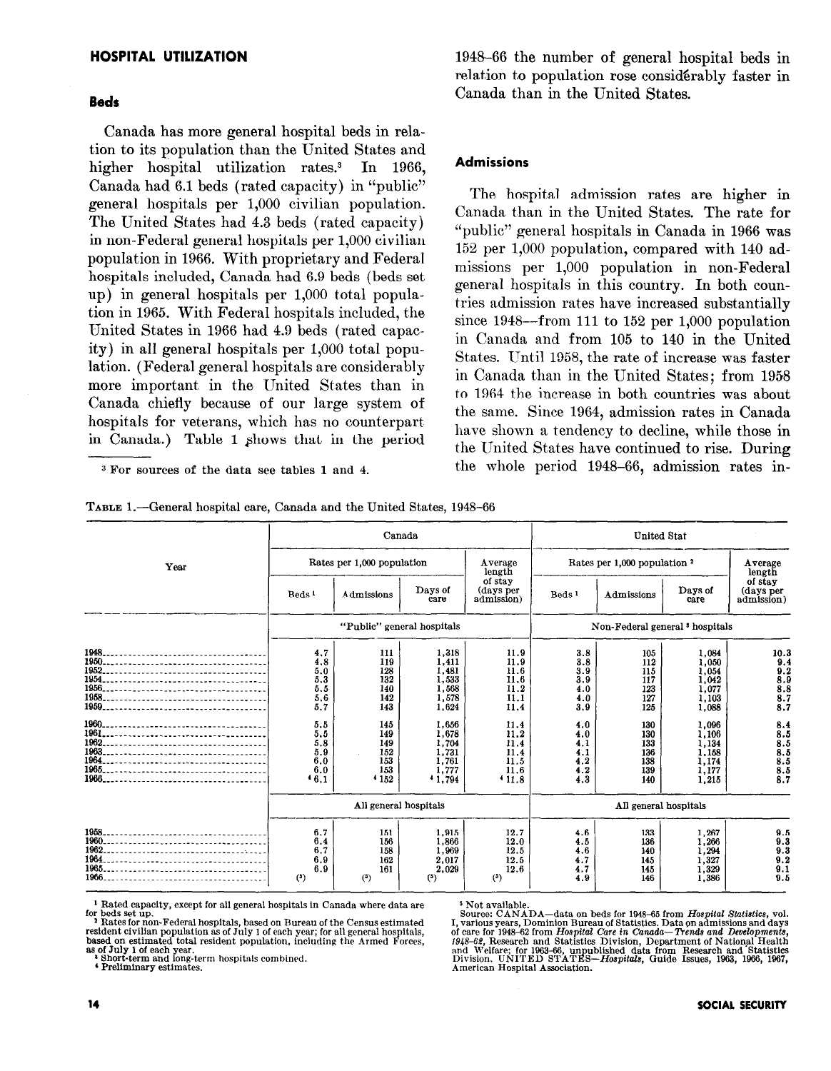## HOSPITAL UTILIZATION

### Beds

Canada has more general hospital beds in relation to its population than the United States and higher hospital utilization rates.[3] In 1966, Canada had 6.1 beds (rated capacity) in "public" general hospitals per 1,000 civilian population. The United States had 4.3 beds (rated capacity) in non-Federal general hospitals per 1,000 civilian population in 1966. With proprietary and Federal hospitals included, Canada had 6.9 beds (beds set up) in general hospitals per 1,000 total population in 1965. With Federal hospitals included, the United States in 1966 had 4.9 beds (rated capacity) in all general hospitals per 1,000 total population. (Federal general hospitals are considerably more important in the United States than in Canada chiefly because of our large system of hospitals for veterans, which has no counterpart in Canada.) Table 1 shows that in the period 1948–66 the number of general hospital beds in relation to population rose considerably faster in Canada than in the United States.

[3] For sources of the data see tables 1 and 4.

### Admissions

The hospital admission rates are higher in Canada than in the United States. The rate for "public" general hospitals in Canada in 1966 was 152 per 1,000 population, compared with 140 admissions per 1,000 population in non-Federal general hospitals in this country. In both countries admission rates have increased substantially since 1948—from 111 to 152 per 1,000 population in Canada and from 105 to 140 in the United States. Until 1958, the rate of increase was faster in Canada than in the United States; from 1958 to 1964 the increase in both countries was about the same. Since 1964, admission rates in Canada have shown a tendency to decline, while those in the United States have continued to rise. During the whole period 1948–66, admission rates in-

TABLE 1.—General hospital care, Canada and the United States, 1948–66

| Year | Canada | | | | United Stat | | | |
|---|---|---|---|---|---|---|---|---|
| | Rates per 1,000 population | | | Average length of stay (days per admission) | Rates per 1,000 population [2] | | | Average length of stay (days per admission) |
| | Beds [1] | Admissions | Days of care | | Beds [1] | Admissions | Days of care | |
| | "Public" general hospitals | | | | Non-Federal general [3] hospitals | | | |
| 1948 | 4.7 | 111 | 1,318 | 11.9 | 3.8 | 105 | 1,084 | 10.3 |
| 1950 | 4.8 | 119 | 1,411 | 11.9 | 3.8 | 112 | 1,050 | 9.4 |
| 1952 | 5.0 | 128 | 1,481 | 11.6 | 3.9 | 115 | 1,054 | 9.2 |
| 1954 | 5.3 | 132 | 1,533 | 11.6 | 3.9 | 117 | 1,042 | 8.9 |
| 1956 | 5.5 | 140 | 1,568 | 11.2 | 4.0 | 123 | 1,077 | 8.8 |
| 1958 | 5.6 | 142 | 1,578 | 11.1 | 4.0 | 127 | 1,103 | 8.7 |
| 1959 | 5.7 | 143 | 1,624 | 11.4 | 3.9 | 125 | 1,088 | 8.7 |
| 1960 | 5.5 | 145 | 1,656 | 11.4 | 4.0 | 130 | 1,096 | 8.4 |
| 1961 | 5.5 | 149 | 1,678 | 11.2 | 4.0 | 130 | 1,106 | 8.5 |
| 1962 | 5.8 | 149 | 1,704 | 11.4 | 4.1 | 133 | 1,134 | 8.5 |
| 1963 | 5.9 | 152 | 1,731 | 11.4 | 4.1 | 136 | 1,158 | 8.5 |
| 1964 | 6.0 | 153 | 1,761 | 11.5 | 4.2 | 138 | 1,174 | 8.5 |
| 1965 | 6.0 | 153 | 1,777 | 11.6 | 4.2 | 139 | 1,177 | 8.5 |
| 1966 | [4] 6.1 | [4] 152 | [4] 1,794 | [4] 11.8 | 4.3 | 140 | 1,215 | 8.7 |
| | All general hospitals | | | | All general hospitals | | | |
| 1958 | 6.7 | 151 | 1,915 | 12.7 | 4.6 | 133 | 1,267 | 9.5 |
| 1960 | 6.4 | 156 | 1,866 | 12.0 | 4.5 | 136 | 1,266 | 9.3 |
| 1962 | 6.7 | 158 | 1,969 | 12.5 | 4.6 | 140 | 1,294 | 9.3 |
| 1964 | 6.9 | 162 | 2,017 | 12.5 | 4.7 | 145 | 1,327 | 9.2 |
| 1965 | 6.9 | 161 | 2,029 | 12.6 | 4.7 | 145 | 1,329 | 9.1 |
| 1966 | (5) | (5) | (5) | (5) | 4.9 | 146 | 1,386 | 9.5 |

[1] Rated capacity, except for all general hospitals in Canada where data are for beds set up.
[2] Rates for non-Federal hospitals, based on Bureau of the Census estimated resident civilian population as of July 1 of each year; for all general hospitals, based on estimated total resident population, including the Armed Forces, as of July 1 of each year.
[3] Short-term and long-term hospitals combined.
[4] Preliminary estimates.
[5] Not available.

Source: CANADA—data on beds for 1948–65 from *Hospital Statistics*, vol. I, various years, Dominion Bureau of Statistics. Data on admissions and days of care for 1948–62 from *Hospital Care in Canada—Trends and Developments, 1948–62*, Research and Statistics Division, Department of National Health and Welfare; for 1963–66, unpublished data from Research and Statistics Division. UNITED STATES—*Hospitals*, Guide Issues, 1963, 1966, 1967, American Hospital Association.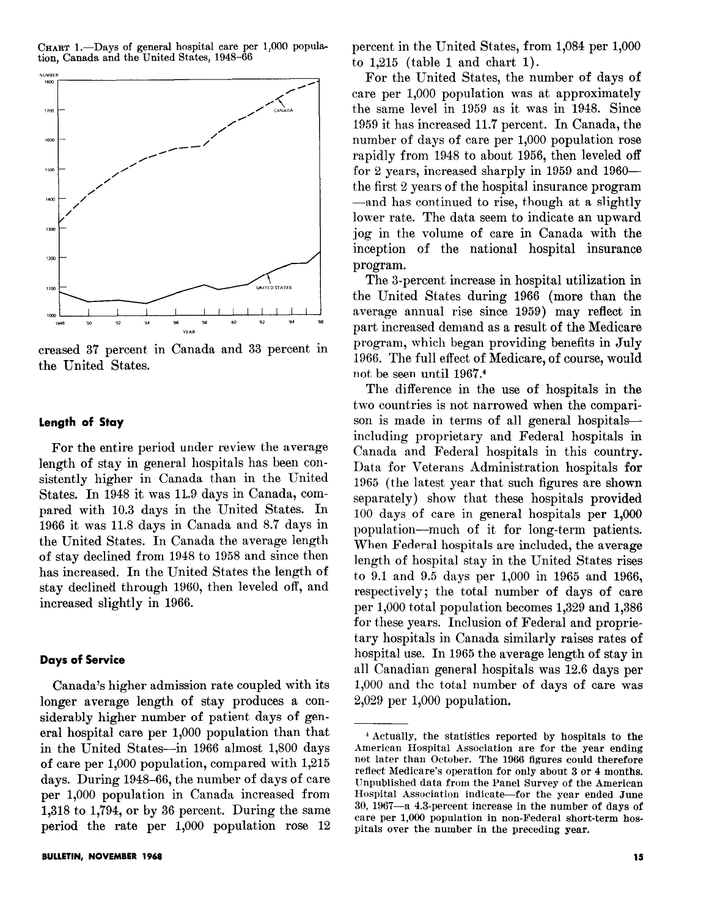CHART 1.—Days of general hospital care per 1,000 population, Canada and the United States, 1948–66

creased 37 percent in Canada and 33 percent in the United States.

### Length of Stay

For the entire period under review the average length of stay in general hospitals has been consistently higher in Canada than in the United States. In 1948 it was 11.9 days in Canada, compared with 10.3 days in the United States. In 1966 it was 11.8 days in Canada and 8.7 days in the United States. In Canada the average length of stay declined from 1948 to 1958 and since then has increased. In the United States the length of stay declined through 1960, then leveled off, and increased slightly in 1966.

### Days of Service

Canada's higher admission rate coupled with its longer average length of stay produces a considerably higher number of patient days of general hospital care per 1,000 population than that in the United States—in 1966 almost 1,800 days of care per 1,000 population, compared with 1,215 days. During 1948–66, the number of days of care per 1,000 population in Canada increased from 1,318 to 1,794, or by 36 percent. During the same period the rate per 1,000 population rose 12 percent in the United States, from 1,084 per 1,000 to 1,215 (table 1 and chart 1).

For the United States, the number of days of care per 1,000 population was at approximately the same level in 1959 as it was in 1948. Since 1959 it has increased 11.7 percent. In Canada, the number of days of care per 1,000 population rose rapidly from 1948 to about 1956, then leveled off for 2 years, increased sharply in 1959 and 1960—the first 2 years of the hospital insurance program—and has continued to rise, though at a slightly lower rate. The data seem to indicate an upward jog in the volume of care in Canada with the inception of the national hospital insurance program.

The 3-percent increase in hospital utilization in the United States during 1966 (more than the average annual rise since 1959) may reflect in part increased demand as a result of the Medicare program, which began providing benefits in July 1966. The full effect of Medicare, of course, would not be seen until 1967.[4]

The difference in the use of hospitals in the two countries is not narrowed when the comparison is made in terms of all general hospitals—including proprietary and Federal hospitals in Canada and Federal hospitals in this country. Data for Veterans Administration hospitals for 1965 (the latest year that such figures are shown separately) show that these hospitals provided 100 days of care in general hospitals per 1,000 population—much of it for long-term patients. When Federal hospitals are included, the average length of hospital stay in the United States rises to 9.1 and 9.5 days per 1,000 in 1965 and 1966, respectively; the total number of days of care per 1,000 total population becomes 1,329 and 1,386 for these years. Inclusion of Federal and proprietary hospitals in Canada similarly raises rates of hospital use. In 1965 the average length of stay in all Canadian general hospitals was 12.6 days per 1,000 and the total number of days of care was 2,029 per 1,000 population.

---

[4] Actually, the statistics reported by hospitals to the American Hospital Association are for the year ending not later than October. The 1966 figures could therefore reflect Medicare's operation for only about 3 or 4 months. Unpublished data from the Panel Survey of the American Hospital Association indicate—for the year ended June 30, 1967—a 4.3-percent increase in the number of days of care per 1,000 population in non-Federal short-term hospitals over the number in the preceding year.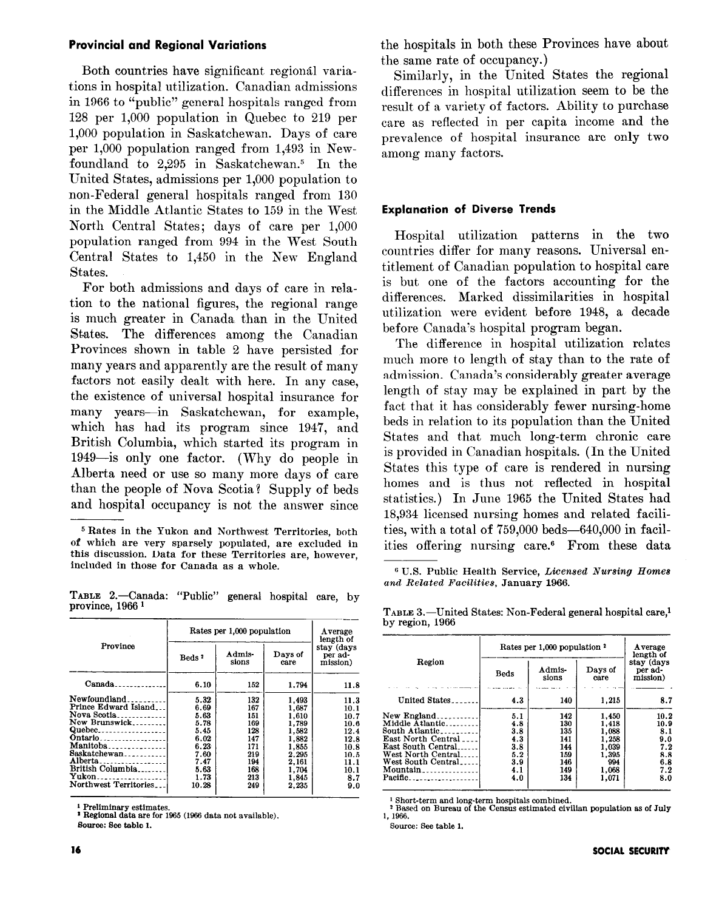### Provincial and Regional Variations

Both countries have significant regional variations in hospital utilization. Canadian admissions in 1966 to "public" general hospitals ranged from 128 per 1,000 population in Quebec to 219 per 1,000 population in Saskatchewan. Days of care per 1,000 population ranged from 1,493 in Newfoundland to 2,295 in Saskatchewan.[5] In the United States, admissions per 1,000 population to non-Federal general hospitals ranged from 130 in the Middle Atlantic States to 159 in the West North Central States; days of care per 1,000 population ranged from 994 in the West South Central States to 1,450 in the New England States.

For both admissions and days of care in relation to the national figures, the regional range is much greater in Canada than in the United States. The differences among the Canadian Provinces shown in table 2 have persisted for many years and apparently are the result of many factors not easily dealt with here. In any case, the existence of universal hospital insurance for many years—in Saskatchewan, for example, which has had its program since 1947, and British Columbia, which started its program in 1949—is only one factor. (Why do people in Alberta need or use so many more days of care than the people of Nova Scotia? Supply of beds and hospital occupancy is not the answer since the hospitals in both these Provinces have about the same rate of occupancy.)

Similarly, in the United States the regional differences in hospital utilization seem to be the result of a variety of factors. Ability to purchase care as reflected in per capita income and the prevalence of hospital insurance are only two among many factors.

[5] Rates in the Yukon and Northwest Territories, both of which are very sparsely populated, are excluded in this discussion. Data for these Territories are, however, included in those for Canada as a whole.

TABLE 2.—Canada: "Public" general hospital care, by province, 1966 [1]

| Province | Rates per 1,000 population | | | Average length of stay (days per admission) |
|---|---|---|---|---|
| | Beds [2] | Admissions | Days of care | |
| Canada | 6.10 | 152 | 1,794 | 11.8 |
| Newfoundland | 5.32 | 132 | 1,493 | 11.3 |
| Prince Edward Island | 6.69 | 167 | 1,687 | 10.1 |
| Nova Scotia | 5.63 | 151 | 1,610 | 10.7 |
| New Brunswick | 5.78 | 169 | 1,789 | 10.6 |
| Quebec | 5.45 | 128 | 1,582 | 12.4 |
| Ontario | 6.02 | 147 | 1,882 | 12.8 |
| Manitoba | 6.23 | 171 | 1,855 | 10.8 |
| Saskatchewan | 7.60 | 219 | 2,295 | 10.5 |
| Alberta | 7.47 | 194 | 2,161 | 11.1 |
| British Columbia | 5.63 | 168 | 1,704 | 10.1 |
| Yukon | 1.73 | 213 | 1,845 | 8.7 |
| Northwest Territories | 10.28 | 249 | 2,235 | 9.0 |

[1] Preliminary estimates.
[2] Regional data are for 1965 (1966 data not available).
Source: See table 1.

### Explanation of Diverse Trends

Hospital utilization patterns in the two countries differ for many reasons. Universal entitlement of Canadian population to hospital care is but one of the factors accounting for the differences. Marked dissimilarities in hospital utilization were evident before 1948, a decade before Canada's hospital program began.

The difference in hospital utilization relates much more to length of stay than to the rate of admission. Canada's considerably greater average length of stay may be explained in part by the fact that it has considerably fewer nursing-home beds in relation to its population than the United States and that much long-term chronic care is provided in Canadian hospitals. (In the United States this type of care is rendered in nursing homes and is thus not reflected in hospital statistics.) In June 1965 the United States had 18,934 licensed nursing homes and related facilities, with a total of 759,000 beds—640,000 in facilities offering nursing care.[6] From these data

[6] U.S. Public Health Service, *Licensed Nursing Homes and Related Facilities*, January 1966.

TABLE 3.—United States: Non-Federal general hospital care,[1] by region, 1966

| Region | Rates per 1,000 population [2] | | | Average length of stay (days per admission) |
|---|---|---|---|---|
| | Beds | Admissions | Days of care | |
| United States | 4.3 | 140 | 1,215 | 8.7 |
| New England | 5.1 | 142 | 1,450 | 10.2 |
| Middle Atlantic | 4.8 | 130 | 1,418 | 10.9 |
| South Atlantic | 3.8 | 135 | 1,088 | 8.1 |
| East North Central | 4.3 | 141 | 1,258 | 9.0 |
| East South Central | 3.8 | 144 | 1,039 | 7.2 |
| West North Central | 5.2 | 159 | 1,395 | 8.8 |
| West South Central | 3.9 | 146 | 994 | 6.8 |
| Mountain | 4.1 | 149 | 1,068 | 7.2 |
| Pacific | 4.0 | 134 | 1,071 | 8.0 |

[1] Short-term and long-term hospitals combined.
[2] Based on Bureau of the Census estimated civilian population as of July 1, 1966.
Source: See table 1.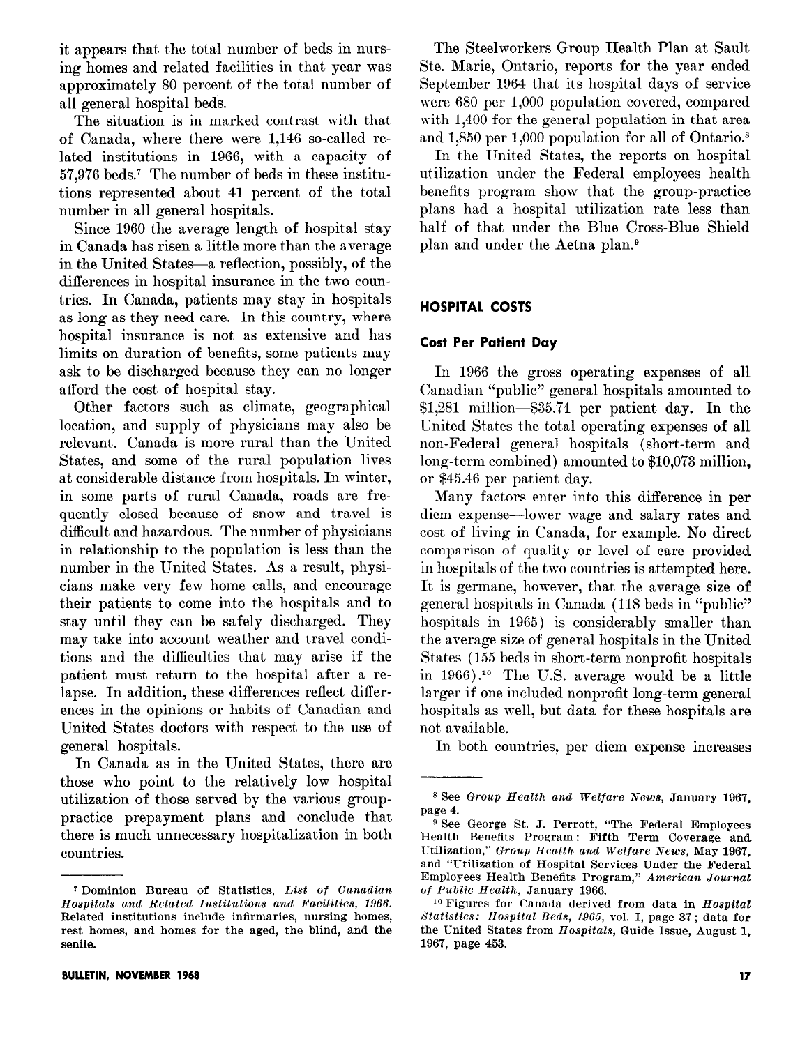it appears that the total number of beds in nursing homes and related facilities in that year was approximately 80 percent of the total number of all general hospital beds.

The situation is in marked contrast with that of Canada, where there were 1,146 so-called related institutions in 1966, with a capacity of 57,976 beds.[7] The number of beds in these institutions represented about 41 percent of the total number in all general hospitals.

Since 1960 the average length of hospital stay in Canada has risen a little more than the average in the United States—a reflection, possibly, of the differences in hospital insurance in the two countries. In Canada, patients may stay in hospitals as long as they need care. In this country, where hospital insurance is not as extensive and has limits on duration of benefits, some patients may ask to be discharged because they can no longer afford the cost of hospital stay.

Other factors such as climate, geographical location, and supply of physicians may also be relevant. Canada is more rural than the United States, and some of the rural population lives at considerable distance from hospitals. In winter, in some parts of rural Canada, roads are frequently closed because of snow and travel is difficult and hazardous. The number of physicians in relationship to the population is less than the number in the United States. As a result, physicians make very few home calls, and encourage their patients to come into the hospitals and to stay until they can be safely discharged. They may take into account weather and travel conditions and the difficulties that may arise if the patient must return to the hospital after a relapse. In addition, these differences reflect differences in the opinions or habits of Canadian and United States doctors with respect to the use of general hospitals.

In Canada as in the United States, there are those who point to the relatively low hospital utilization of those served by the various group-practice prepayment plans and conclude that there is much unnecessary hospitalization in both countries.

The Steelworkers Group Health Plan at Sault Ste. Marie, Ontario, reports for the year ended September 1964 that its hospital days of service were 680 per 1,000 population covered, compared with 1,400 for the general population in that area and 1,850 per 1,000 population for all of Ontario.[8]

In the United States, the reports on hospital utilization under the Federal employees health benefits program show that the group-practice plans had a hospital utilization rate less than half of that under the Blue Cross-Blue Shield plan and under the Aetna plan.[9]

## HOSPITAL COSTS

### Cost Per Patient Day

In 1966 the gross operating expenses of all Canadian "public" general hospitals amounted to $1,281 million—$35.74 per patient day. In the United States the total operating expenses of all non-Federal general hospitals (short-term and long-term combined) amounted to $10,073 million, or $45.46 per patient day.

Many factors enter into this difference in per diem expense—lower wage and salary rates and cost of living in Canada, for example. No direct comparison of quality or level of care provided in hospitals of the two countries is attempted here. It is germane, however, that the average size of general hospitals in Canada (118 beds in "public" hospitals in 1965) is considerably smaller than the average size of general hospitals in the United States (155 beds in short-term nonprofit hospitals in 1966).[10] The U.S. average would be a little larger if one included nonprofit long-term general hospitals as well, but data for these hospitals are not available.

In both countries, per diem expense increases

---

[7] Dominion Bureau of Statistics, *List of Canadian Hospitals and Related Institutions and Facilities, 1966*. Related institutions include infirmaries, nursing homes, rest homes, and homes for the aged, the blind, and the senile.

[8] See *Group Health and Welfare News*, January 1967, page 4.

[9] See George St. J. Perrott, "The Federal Employees Health Benefits Program: Fifth Term Coverage and Utilization," *Group Health and Welfare News*, May 1967, and "Utilization of Hospital Services Under the Federal Employees Health Benefits Program," *American Journal of Public Health*, January 1966.

[10] Figures for Canada derived from data in *Hospital Statistics: Hospital Beds, 1965*, vol. I, page 37; data for the United States from *Hospitals*, Guide Issue, August 1, 1967, page 453.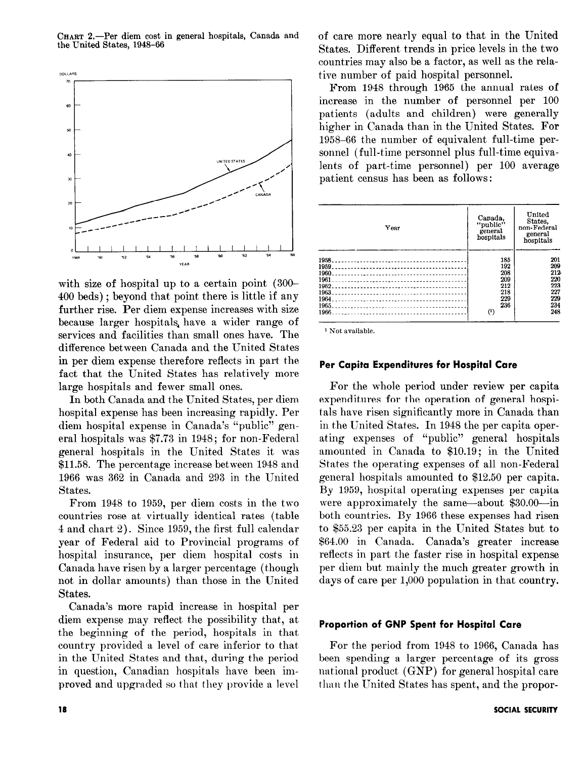CHART 2.—Per diem cost in general hospitals, Canada and the United States, 1948–66

with size of hospital up to a certain point (300–400 beds); beyond that point there is little if any further rise. Per diem expense increases with size because larger hospitals have a wider range of services and facilities than small ones have. The difference between Canada and the United States in per diem expense therefore reflects in part the fact that the United States has relatively more large hospitals and fewer small ones.

In both Canada and the United States, per diem hospital expense has been increasing rapidly. Per diem hospital expense in Canada's "public" general hospitals was $7.73 in 1948; for non-Federal general hospitals in the United States it was $11.58. The percentage increase between 1948 and 1966 was 362 in Canada and 293 in the United States.

From 1948 to 1959, per diem costs in the two countries rose at virtually identical rates (table 4 and chart 2). Since 1959, the first full calendar year of Federal aid to Provincial programs of hospital insurance, per diem hospital costs in Canada have risen by a larger percentage (though not in dollar amounts) than those in the United States.

Canada's more rapid increase in hospital per diem expense may reflect the possibility that, at the beginning of the period, hospitals in that country provided a level of care inferior to that in the United States and that, during the period in question, Canadian hospitals have been improved and upgraded so that they provide a level of care more nearly equal to that in the United States. Different trends in price levels in the two countries may also be a factor, as well as the relative number of paid hospital personnel.

From 1948 through 1965 the annual rates of increase in the number of personnel per 100 patients (adults and children) were generally higher in Canada than in the United States. For 1958–66 the number of equivalent full-time personnel (full-time personnel plus full-time equivalents of part-time personnel) per 100 average patient census has been as follows:

| Year | Canada, "public" general hospitals | United States, non-Federal general hospitals |
|---|---|---|
| 1958 | 185 | 201 |
| 1959 | 192 | 209 |
| 1960 | 208 | 212 |
| 1961 | 209 | 220 |
| 1962 | 212 | 223 |
| 1963 | 218 | 227 |
| 1964 | 229 | 229 |
| 1965 | 236 | 234 |
| 1966 | (1) | 248 |

[1] Not available.

### Per Capita Expenditures for Hospital Care

For the whole period under review per capita expenditures for the operation of general hospitals have risen significantly more in Canada than in the United States. In 1948 the per capita operating expenses of "public" general hospitals amounted in Canada to $10.19; in the United States the operating expenses of all non-Federal general hospitals amounted to $12.50 per capita. By 1959, hospital operating expenses per capita were approximately the same—about $30.00—in both countries. By 1966 these expenses had risen to $55.23 per capita in the United States but to $64.00 in Canada. Canada's greater increase reflects in part the faster rise in hospital expense per diem but mainly the much greater growth in days of care per 1,000 population in that country.

### Proportion of GNP Spent for Hospital Care

For the period from 1948 to 1966, Canada has been spending a larger percentage of its gross national product (GNP) for general hospital care than the United States has spent, and the propor-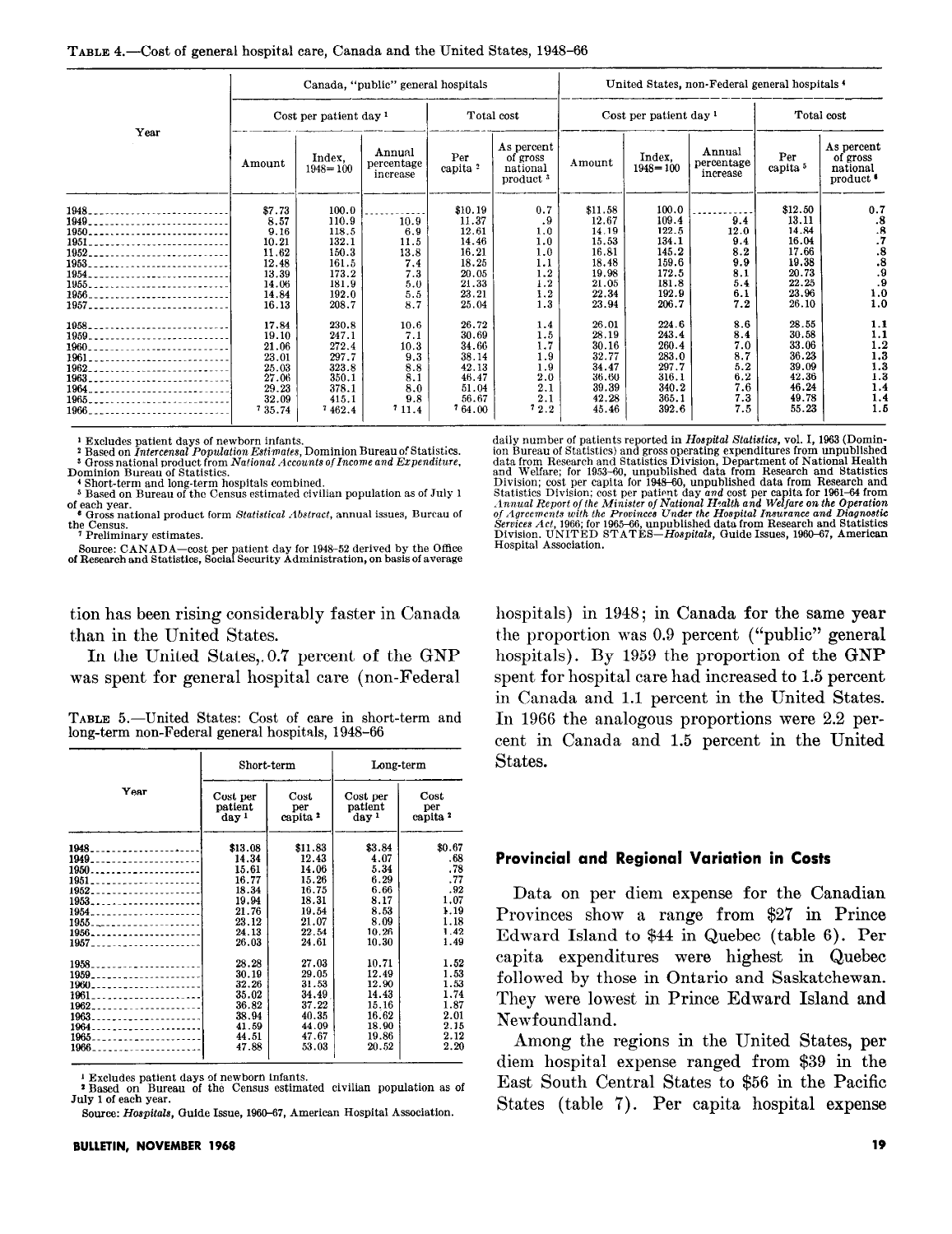TABLE 4.—Cost of general hospital care, Canada and the United States, 1948–66

| Year | Canada, "public" general hospitals | | | | | United States, non-Federal general hospitals [4] | | | | |
|---|---|---|---|---|---|---|---|---|---|---|
| | Cost per patient day [1] | | | Total cost | | Cost per patient day [1] | | | Total cost | |
| | Amount | Index, 1948=100 | Annual percentage increase | Per capita [2] | As percent of gross national product [3] | Amount | Index, 1948=100 | Annual percentage increase | Per capita [5] | As percent of gross national product [6] |
| 1948 | $7.73 | 100.0 | | $10.19 | 0.7 | $11.58 | 100.0 | | $12.50 | 0.7 |
| 1949 | 8.57 | 110.9 | 10.9 | 11.37 | .9 | 12.67 | 109.4 | 9.4 | 13.11 | .8 |
| 1950 | 9.16 | 118.5 | 6.9 | 12.61 | 1.0 | 14.19 | 122.5 | 12.0 | 14.84 | .8 |
| 1951 | 10.21 | 132.1 | 11.5 | 14.46 | 1.0 | 15.53 | 134.1 | 9.4 | 16.04 | .7 |
| 1952 | 11.62 | 150.3 | 13.8 | 16.21 | 1.0 | 16.81 | 145.2 | 8.2 | 17.66 | .8 |
| 1953 | 12.48 | 161.5 | 7.4 | 18.25 | 1.1 | 18.48 | 159.6 | 9.9 | 19.38 | .8 |
| 1954 | 13.39 | 173.2 | 7.3 | 20.05 | 1.2 | 19.98 | 172.5 | 8.1 | 20.73 | .9 |
| 1955 | 14.06 | 181.9 | 5.0 | 21.33 | 1.2 | 21.05 | 181.8 | 5.4 | 22.25 | .9 |
| 1956 | 14.84 | 192.0 | 5.5 | 23.21 | 1.2 | 22.34 | 192.9 | 6.1 | 23.96 | 1.0 |
| 1957 | 16.13 | 208.7 | 8.7 | 25.04 | 1.3 | 23.94 | 206.7 | 7.2 | 26.10 | 1.0 |
| 1958 | 17.84 | 230.8 | 10.6 | 26.72 | 1.4 | 26.01 | 224.6 | 8.6 | 28.55 | 1.1 |
| 1959 | 19.10 | 247.1 | 7.1 | 30.69 | 1.5 | 28.19 | 243.4 | 8.4 | 30.58 | 1.1 |
| 1960 | 21.06 | 272.4 | 10.3 | 34.66 | 1.7 | 30.16 | 260.4 | 7.0 | 33.06 | 1.2 |
| 1961 | 23.01 | 297.7 | 9.3 | 38.14 | 1.9 | 32.77 | 283.0 | 8.7 | 36.23 | 1.3 |
| 1962 | 25.03 | 323.8 | 8.8 | 42.13 | 1.9 | 34.47 | 297.7 | 5.2 | 39.09 | 1.3 |
| 1963 | 27.06 | 350.1 | 8.1 | 46.47 | 2.0 | 36.60 | 316.1 | 6.2 | 42.36 | 1.3 |
| 1964 | 29.23 | 378.1 | 8.0 | 51.04 | 2.1 | 39.39 | 340.2 | 7.6 | 46.24 | 1.4 |
| 1965 | 32.09 | 415.1 | 9.8 | 56.67 | 2.1 | 42.28 | 365.1 | 7.3 | 49.78 | 1.4 |
| 1966 | [7] 35.74 | [7] 462.4 | [7] 11.4 | [7] 64.00 | [7] 2.2 | 45.46 | 392.6 | 7.5 | 55.23 | 1.5 |

[1] Excludes patient days of newborn infants.
[2] Based on *Intercensal Population Estimates*, Dominion Bureau of Statistics.
[3] Gross national product from *National Accounts of Income and Expenditure*, Dominion Bureau of Statistics.
[4] Short-term and long-term hospitals combined.
[5] Based on Bureau of the Census estimated civilian population as of July 1 of each year.
[6] Gross national product form *Statistical Abstract*, annual issues, Bureau of the Census.
[7] Preliminary estimates.

Source: CANADA—cost per patient day for 1948–52 derived by the Office of Research and Statistics, Social Security Administration, on basis of average daily number of patients reported in *Hospital Statistics*, vol. I, 1963 (Dominion Bureau of Statistics) and gross operating expenditures from unpublished data from Research and Statistics Division, Department of National Health and Welfare; for 1953–60, unpublished data from Research and Statistics Division; cost per capita for 1948–60, unpublished data from Research and Statistics Division; cost per patient day *and* cost per capita for 1961–64 from *Annual Report of the Minister of National Health and Welfare on the Operation of Agreements with the Provinces Under the Hospital Insurance and Diagnostic Services Act*, 1966; for 1965–66, unpublished data from Research and Statistics Division. UNITED STATES—*Hospitals*, Guide Issues, 1960–67, American Hospital Association.

tion has been rising considerably faster in Canada than in the United States.

In the United States, 0.7 percent of the GNP was spent for general hospital care (non-Federal hospitals) in 1948; in Canada for the same year the proportion was 0.9 percent ("public" general hospitals). By 1959 the proportion of the GNP spent for hospital care had increased to 1.5 percent in Canada and 1.1 percent in the United States. In 1966 the analogous proportions were 2.2 percent in Canada and 1.5 percent in the United States.

TABLE 5.—United States: Cost of care in short-term and long-term non-Federal general hospitals, 1948–66

| Year | Short-term | | Long-term | |
|---|---|---|---|---|
| | Cost per patient day [1] | Cost per capita [2] | Cost per patient day [1] | Cost per capita [2] |
| 1948 | $13.08 | $11.83 | $3.84 | $0.67 |
| 1949 | 14.34 | 12.43 | 4.07 | .68 |
| 1950 | 15.61 | 14.06 | 5.34 | .78 |
| 1951 | 16.77 | 15.26 | 6.29 | .77 |
| 1952 | 18.34 | 16.75 | 6.66 | .92 |
| 1953 | 19.94 | 18.31 | 8.17 | 1.07 |
| 1954 | 21.76 | 19.54 | 8.53 | 1.19 |
| 1955 | 23.12 | 21.07 | 8.09 | 1.18 |
| 1956 | 24.13 | 22.54 | 10.26 | 1.42 |
| 1957 | 26.03 | 24.61 | 10.30 | 1.49 |
| 1958 | 28.28 | 27.03 | 10.71 | 1.52 |
| 1959 | 30.19 | 29.05 | 12.49 | 1.53 |
| 1960 | 32.26 | 31.53 | 12.90 | 1.53 |
| 1961 | 35.02 | 34.49 | 14.43 | 1.74 |
| 1962 | 36.82 | 37.22 | 15.16 | 1.87 |
| 1963 | 38.94 | 40.35 | 16.62 | 2.01 |
| 1964 | 41.59 | 44.09 | 18.90 | 2.15 |
| 1965 | 44.51 | 47.67 | 19.86 | 2.12 |
| 1966 | 47.88 | 53.03 | 20.52 | 2.20 |

[1] Excludes patient days of newborn infants.
[2] Based on Bureau of the Census estimated civilian population as of July 1 of each year.

Source: *Hospitals*, Guide Issue, 1960–67, American Hospital Association.

## Provincial and Regional Variation in Costs

Data on per diem expense for the Canadian Provinces show a range from $27 in Prince Edward Island to $44 in Quebec (table 6). Per capita expenditures were highest in Quebec followed by those in Ontario and Saskatchewan. They were lowest in Prince Edward Island and Newfoundland.

Among the regions in the United States, per diem hospital expense ranged from $39 in the East South Central States to $56 in the Pacific States (table 7). Per capita hospital expense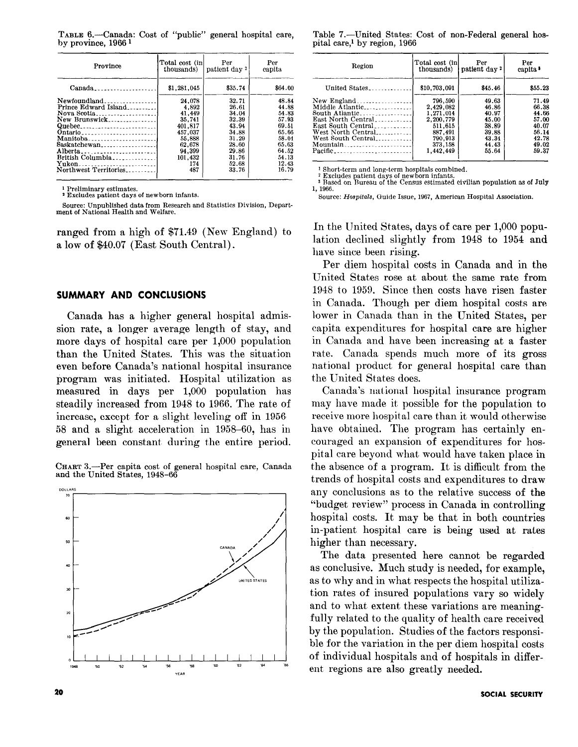TABLE 6.—Canada: Cost of "public" general hospital care, by province, 1966 [1]

| Province | Total cost (in thousands) | Per patient day [2] | Per capita |
|---|---|---|---|
| Canada | $1,281,045 | $35.74 | $64.00 |
| Newfoundland | 24,078 | 32.71 | 48.84 |
| Prince Edward Island | 4,892 | 26.61 | 44.88 |
| Nova Scotia | 41,449 | 34.04 | 54.83 |
| New Brunswick | 35,741 | 32.39 | 57.93 |
| Quebec | 401,817 | 43.94 | 69.51 |
| Ontario | 457,037 | 34.88 | 65.66 |
| Manitoba | 55,888 | 31.29 | 58.01 |
| Saskatchewan | 62,678 | 28.60 | 65.63 |
| Alberta | 94,399 | 29.86 | 64.52 |
| British Columbia | 101,432 | 31.76 | 54.13 |
| Yukon | 174 | 52.68 | 12.43 |
| Northwest Territories | 487 | 33.76 | 16.79 |

[1] Preliminary estimates.
[2] Excludes patient days of newborn infants.

Source: Unpublished data from Research and Statistics Division, Department of National Health and Welfare.

ranged from a high of $71.49 (New England) to a low of $40.07 (East South Central).

## SUMMARY AND CONCLUSIONS

Canada has a higher general hospital admission rate, a longer average length of stay, and more days of hospital care per 1,000 population than the United States. This was the situation even before Canada's national hospital insurance program was initiated. Hospital utilization as measured in days per 1,000 population has steadily increased from 1948 to 1966. The rate of increase, except for a slight leveling off in 1956-58 and a slight acceleration in 1958–60, has in general been constant during the entire period.

CHART 3.—Per capita cost of general hospital care, Canada and the United States, 1948–66

DOLLARS
70
60
50
40
30
20
10
0
1948 '50 '52 '54 '56 '58 '60 '62 '64 '66
YEAR
CANADA
UNITED STATES

Table 7.—United States: Cost of non-Federal general hospital care,[1] by region, 1966

| Region | Total cost (in thousands) | Per patient day [2] | Per capita [3] |
|---|---|---|---|
| United States | $10,703,091 | $45.46 | $55.23 |
| New England | 796,590 | 49.63 | 71.49 |
| Middle Atlantic | 2,429,082 | 46.86 | 66.38 |
| South Atlantic | 1,271,014 | 40.97 | 44.66 |
| East North Central | 2,200,779 | 45.00 | 57.00 |
| East South Central | 511,615 | 38.89 | 40.07 |
| West North Central | 887,491 | 39.88 | 56.14 |
| West South Central | 790,913 | 43.34 | 42.78 |
| Mountain | 373,158 | 44.43 | 49.02 |
| Pacific | 1,442,449 | 55.64 | 59.37 |

[1] Short-term and long-term hospitals combined.
[2] Excludes patient days of newborn infants.
[3] Based on Bureau of the Census estimated civilian population as of July 1, 1966.

Source: *Hospitals*, Guide Issue, 1967, American Hospital Association.

In the United States, days of care per 1,000 population declined slightly from 1948 to 1954 and have since been rising.

Per diem hospital costs in Canada and in the United States rose at about the same rate from 1948 to 1959. Since then costs have risen faster in Canada. Though per diem hospital costs are lower in Canada than in the United States, per capita expenditures for hospital care are higher in Canada and have been increasing at a faster rate. Canada spends much more of its gross national product for general hospital care than the United States does.

Canada's national hospital insurance program may have made it possible for the population to receive more hospital care than it would otherwise have obtained. The program has certainly encouraged an expansion of expenditures for hospital care beyond what would have taken place in the absence of a program. It is difficult from the trends of hospital costs and expenditures to draw any conclusions as to the relative success of the "budget review" process in Canada in controlling hospital costs. It may be that in both countries in-patient hospital care is being used at rates higher than necessary.

The data presented here cannot be regarded as conclusive. Much study is needed, for example, as to why and in what respects the hospital utilization rates of insured populations vary so widely and to what extent these variations are meaningfully related to the quality of health care received by the population. Studies of the factors responsible for the variation in the per diem hospital costs of individual hospitals and of hospitals in different regions are also greatly needed.